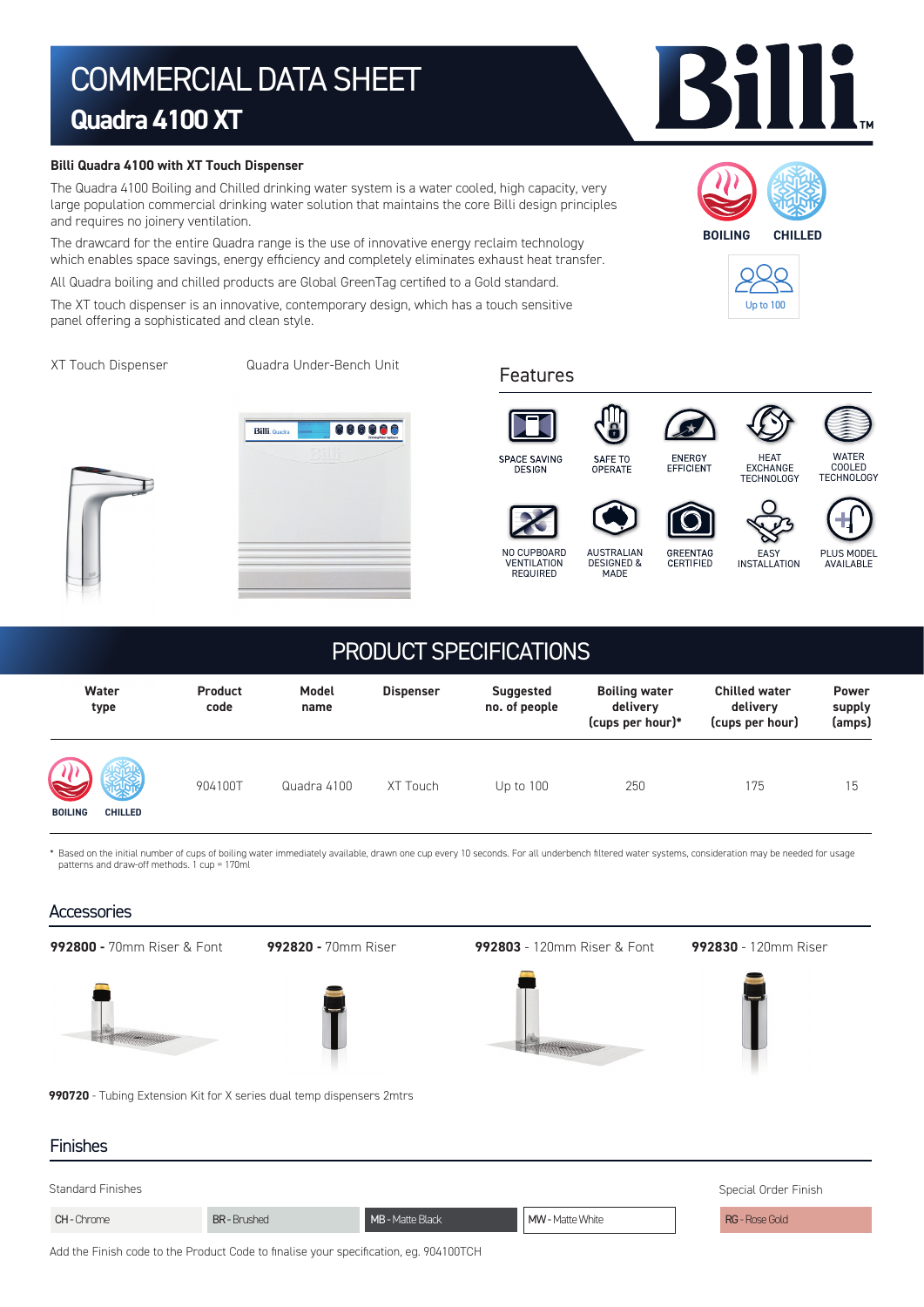# COMMERCIAL DATA SHEET

## Quadra 4100 XT

**Billi Quadra 4100 with XT Touch Dispenser**

The Quadra 4100 Boiling and Chilled drinking water system is a water cooled, high capacity, very large population commercial drinking water solution that maintains the core Billi design principles and requires no joinery ventilation.

The drawcard for the entire Quadra range is the use of innovative energy reclaim technology which enables space savings, energy efficiency and completely eliminates exhaust heat transfer.

All Quadra boiling and chilled products are Global GreenTag certified to a Gold standard.

The XT touch dispenser is an innovative, contemporary design, which has a touch sensitive panel offering a sophisticated and clean style.

BOILING CHILLED

Up to 100

XT Touch Dispenser

Quadra Under-Bench Unit

## Features

- SPACE SAVING DESIGN
- SAFE TO OPERATE
- ENERGY EFFICIENT
- HEAT EXCHANGE TECHNOLOGY
- WATER COOLED TECHNOLOGY
- NO CUPBOARD VENTILATION REQUIRED
- AUSTRALIAN DESIGNED & MADE
- GREENTAG CERTIFIED
- EASY INSTALLATION
- PLUS MODEL AVAILABLE

## PRODUCT SPECIFICATIONS

| Water type | Product code | Model name | Dispenser | Suggested no. of people | Boiling water delivery (cups per hour)* | Chilled water delivery (cups per hour) | Power supply (amps) |
|---|---|---|---|---|---|---|---|
| BOILING CHILLED | 904100T | Quadra 4100 | XT Touch | Up to 100 | 250 | 175 | 15 |

\* Based on the initial number of cups of boiling water immediately available, drawn one cup every 10 seconds. For all underbench filtered water systems, consideration may be needed for usage patterns and draw-off methods. 1 cup = 170ml

## Accessories

**992800 -** 70mm Riser & Font

**992820 -** 70mm Riser

**992803** - 120mm Riser & Font

**992830** - 120mm Riser

**990720** - Tubing Extension Kit for X series dual temp dispensers 2mtrs

## Finishes

Standard Finishes

- CH - Chrome
- BR - Brushed
- MB - Matte Black
- MW - Matte White

Special Order Finish

- RG - Rose Gold

Add the Finish code to the Product Code to finalise your specification, eg. 904100TCH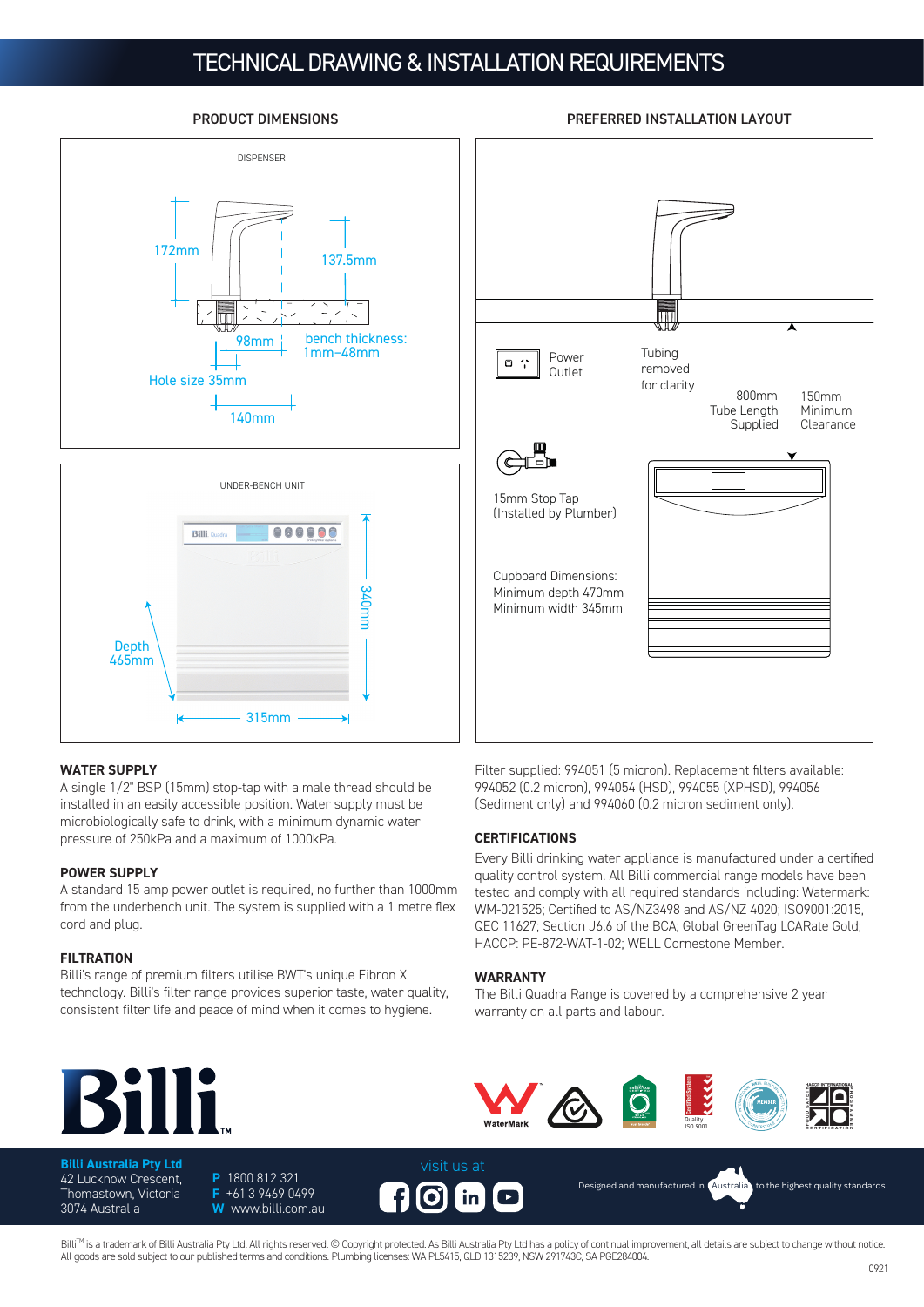# TECHNICAL DRAWING & INSTALLATION REQUIREMENTS

## PRODUCT DIMENSIONS

DISPENSER

172mm

137.5mm

98mm

bench thickness: 1mm–48mm

Hole size 35mm

140mm

UNDER-BENCH UNIT

340mm

Depth 465mm

315mm

## PREFERRED INSTALLATION LAYOUT

Power Outlet

Tubing removed for clarity

800mm Tube Length Supplied

150mm Minimum Clearance

15mm Stop Tap (Installed by Plumber)

Cupboard Dimensions:
Minimum depth 470mm
Minimum width 345mm

### WATER SUPPLY

A single 1/2" BSP (15mm) stop-tap with a male thread should be installed in an easily accessible position. Water supply must be microbiologically safe to drink, with a minimum dynamic water pressure of 250kPa and a maximum of 1000kPa.

### POWER SUPPLY

A standard 15 amp power outlet is required, no further than 1000mm from the underbench unit. The system is supplied with a 1 metre flex cord and plug.

### FILTRATION

Billi's range of premium filters utilise BWT's unique Fibron X technology. Billi's filter range provides superior taste, water quality, consistent filter life and peace of mind when it comes to hygiene.

Filter supplied: 994051 (5 micron). Replacement filters available: 994052 (0.2 micron), 994054 (HSD), 994055 (XPHSD), 994056 (Sediment only) and 994060 (0.2 micron sediment only).

### CERTIFICATIONS

Every Billi drinking water appliance is manufactured under a certified quality control system. All Billi commercial range models have been tested and comply with all required standards including: Watermark: WM-021525; Certified to AS/NZ3498 and AS/NZ 4020; ISO9001:2015, QEC 11627; Section J6.6 of the BCA; Global GreenTag LCARate Gold; HACCP: PE-872-WAT-1-02; WELL Cornestone Member.

### WARRANTY

The Billi Quadra Range is covered by a comprehensive 2 year warranty on all parts and labour.

**Billi Australia Pty Ltd**
42 Lucknow Crescent,
Thomastown, Victoria
3074 Australia

P 1800 812 321
F +61 3 9469 0499
W www.billi.com.au

visit us at

Designed and manufactured in Australia to the highest quality standards

Billi™ is a trademark of Billi Australia Pty Ltd. All rights reserved. © Copyright protected. As Billi Australia Pty Ltd has a policy of continual improvement, all details are subject to change without notice. All goods are sold subject to our published terms and conditions. Plumbing licenses: WA PL5415, QLD 1315239, NSW 291743C, SA PGE284004.

0921